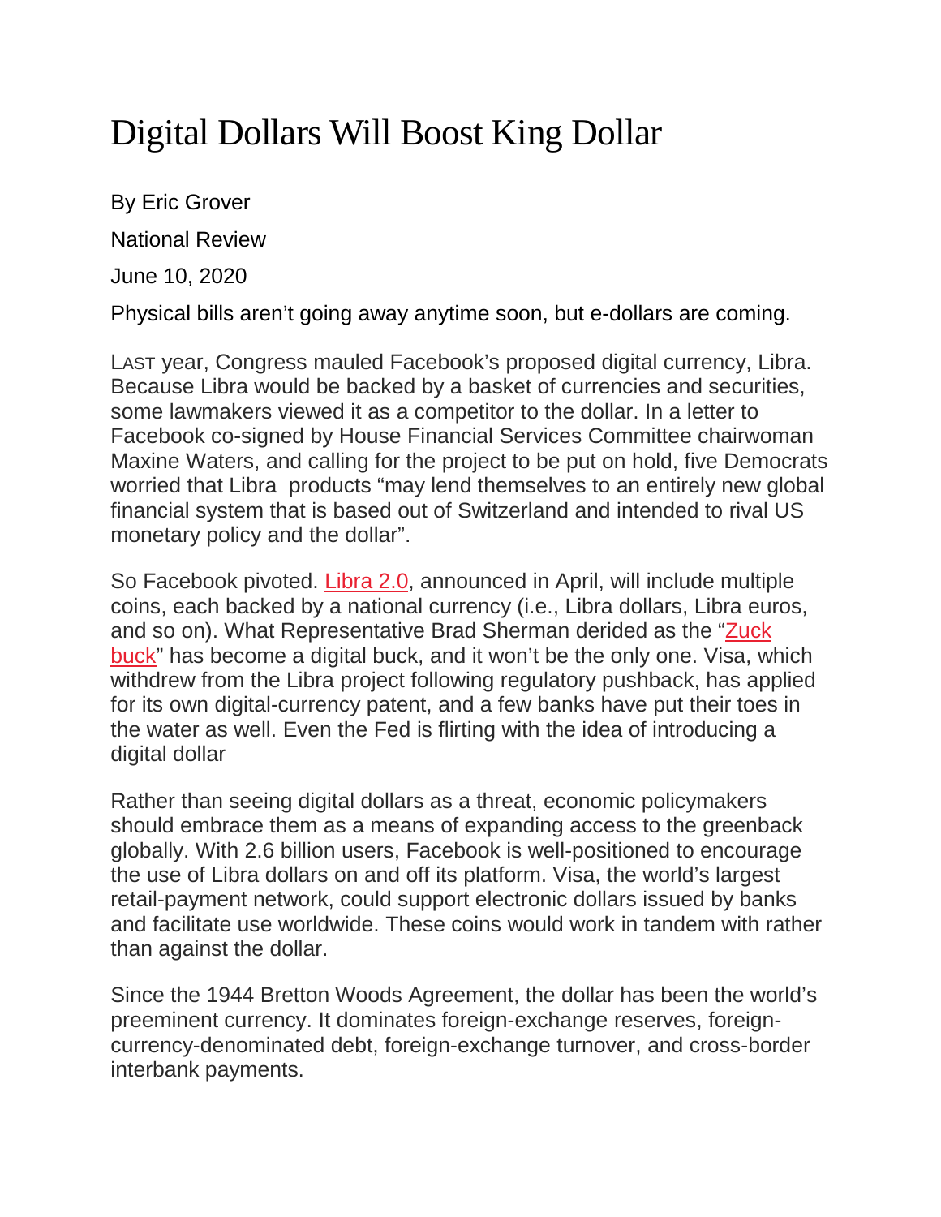# Digital Dollars Will Boost King Dollar

By Eric Grover

National Review

June 10, 2020

Physical bills aren't going away anytime soon, but e-dollars are coming.

LAST year, Congress mauled Facebook's proposed digital currency, Libra. Because Libra would be backed by a basket of currencies and securities, some lawmakers viewed it as a competitor to the dollar. In a letter to Facebook co-signed by House Financial Services Committee chairwoman Maxine Waters, and calling for the project to be put on hold, five Democrats worried that Libra products "may lend themselves to an entirely new global financial system that is based out of Switzerland and intended to rival US monetary policy and the dollar".

So Facebook pivoted. Libra 2.0, announced in April, will include multiple coins, each backed by a national currency (i.e., Libra dollars, Libra euros, and so on). What Representative Brad Sherman derided as the "Zuck buck" has become a digital buck, and it won't be the only one. Visa, which withdrew from the Libra project following regulatory pushback, has applied for its own digital-currency patent, and a few banks have put their toes in the water as well. Even the Fed is flirting with the idea of introducing a digital dollar

Rather than seeing digital dollars as a threat, economic policymakers should embrace them as a means of expanding access to the greenback globally. With 2.6 billion users, Facebook is well-positioned to encourage the use of Libra dollars on and off its platform. Visa, the world's largest retail-payment network, could support electronic dollars issued by banks and facilitate use worldwide. These coins would work in tandem with rather than against the dollar.

Since the 1944 Bretton Woods Agreement, the dollar has been the world's preeminent currency. It dominates foreign-exchange reserves, foreign-currency-denominated debt, foreign-exchange turnover, and cross-border interbank payments.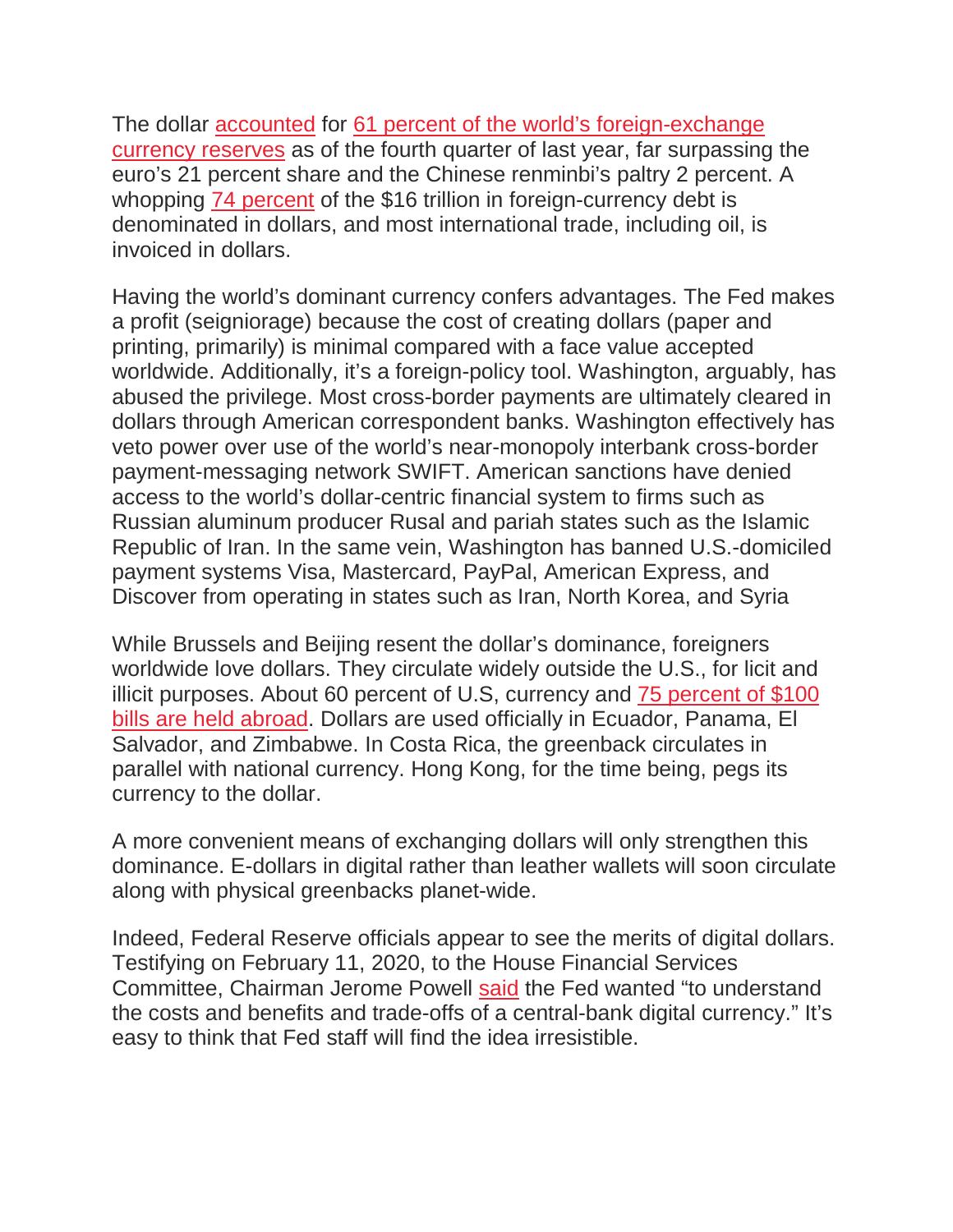The dollar accounted for 61 percent of the world's foreign-exchange currency reserves as of the fourth quarter of last year, far surpassing the euro's 21 percent share and the Chinese renminbi's paltry 2 percent. A whopping 74 percent of the $16 trillion in foreign-currency debt is denominated in dollars, and most international trade, including oil, is invoiced in dollars.

Having the world's dominant currency confers advantages. The Fed makes a profit (seigniorage) because the cost of creating dollars (paper and printing, primarily) is minimal compared with a face value accepted worldwide. Additionally, it's a foreign-policy tool. Washington, arguably, has abused the privilege. Most cross-border payments are ultimately cleared in dollars through American correspondent banks. Washington effectively has veto power over use of the world's near-monopoly interbank cross-border payment-messaging network SWIFT. American sanctions have denied access to the world's dollar-centric financial system to firms such as Russian aluminum producer Rusal and pariah states such as the Islamic Republic of Iran. In the same vein, Washington has banned U.S.-domiciled payment systems Visa, Mastercard, PayPal, American Express, and Discover from operating in states such as Iran, North Korea, and Syria

While Brussels and Beijing resent the dollar's dominance, foreigners worldwide love dollars. They circulate widely outside the U.S., for licit and illicit purposes. About 60 percent of U.S, currency and 75 percent of $100 bills are held abroad. Dollars are used officially in Ecuador, Panama, El Salvador, and Zimbabwe. In Costa Rica, the greenback circulates in parallel with national currency. Hong Kong, for the time being, pegs its currency to the dollar.

A more convenient means of exchanging dollars will only strengthen this dominance. E-dollars in digital rather than leather wallets will soon circulate along with physical greenbacks planet-wide.

Indeed, Federal Reserve officials appear to see the merits of digital dollars. Testifying on February 11, 2020, to the House Financial Services Committee, Chairman Jerome Powell said the Fed wanted "to understand the costs and benefits and trade-offs of a central-bank digital currency." It's easy to think that Fed staff will find the idea irresistible.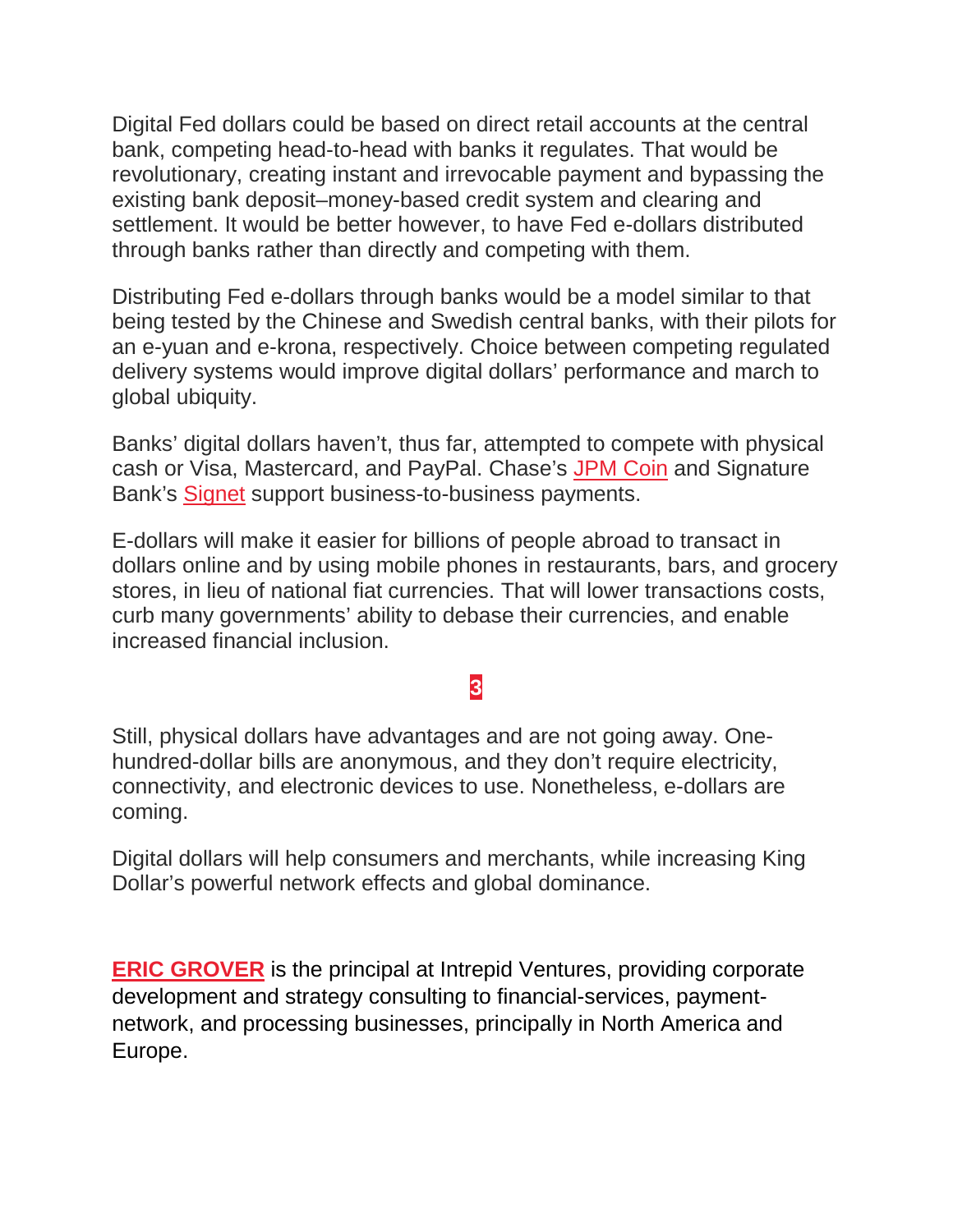Digital Fed dollars could be based on direct retail accounts at the central bank, competing head-to-head with banks it regulates. That would be revolutionary, creating instant and irrevocable payment and bypassing the existing bank deposit–money-based credit system and clearing and settlement. It would be better however, to have Fed e-dollars distributed through banks rather than directly and competing with them.

Distributing Fed e-dollars through banks would be a model similar to that being tested by the Chinese and Swedish central banks, with their pilots for an e-yuan and e-krona, respectively. Choice between competing regulated delivery systems would improve digital dollars' performance and march to global ubiquity.

Banks' digital dollars haven't, thus far, attempted to compete with physical cash or Visa, Mastercard, and PayPal. Chase's JPM Coin and Signature Bank's Signet support business-to-business payments.

E-dollars will make it easier for billions of people abroad to transact in dollars online and by using mobile phones in restaurants, bars, and grocery stores, in lieu of national fiat currencies. That will lower transactions costs, curb many governments' ability to debase their currencies, and enable increased financial inclusion.

Still, physical dollars have advantages and are not going away. One-hundred-dollar bills are anonymous, and they don't require electricity, connectivity, and electronic devices to use. Nonetheless, e-dollars are coming.

Digital dollars will help consumers and merchants, while increasing King Dollar's powerful network effects and global dominance.

**ERIC GROVER** is the principal at Intrepid Ventures, providing corporate development and strategy consulting to financial-services, payment-network, and processing businesses, principally in North America and Europe.